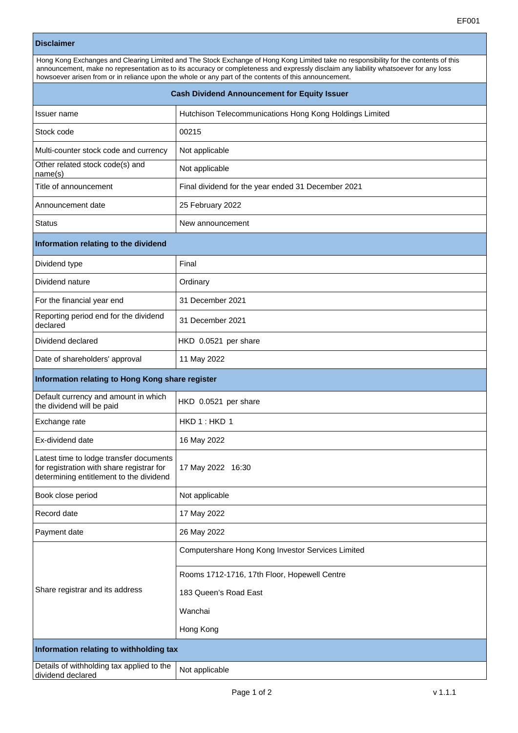EF001

| Disclaimer | |
|---|---|
| Hong Kong Exchanges and Clearing Limited and The Stock Exchange of Hong Kong Limited take no responsibility for the contents of this announcement, make no representation as to its accuracy or completeness and expressly disclaim any liability whatsoever for any loss howsoever arisen from or in reliance upon the whole or any part of the contents of this announcement. | |
| **Cash Dividend Announcement for Equity Issuer** | |
| Issuer name | Hutchison Telecommunications Hong Kong Holdings Limited |
| Stock code | 00215 |
| Multi-counter stock code and currency | Not applicable |
| Other related stock code(s) and name(s) | Not applicable |
| Title of announcement | Final dividend for the year ended 31 December 2021 |
| Announcement date | 25 February 2022 |
| Status | New announcement |
| **Information relating to the dividend** | |
| Dividend type | Final |
| Dividend nature | Ordinary |
| For the financial year end | 31 December 2021 |
| Reporting period end for the dividend declared | 31 December 2021 |
| Dividend declared | HKD 0.0521 per share |
| Date of shareholders' approval | 11 May 2022 |
| **Information relating to Hong Kong share register** | |
| Default currency and amount in which the dividend will be paid | HKD 0.0521 per share |
| Exchange rate | HKD 1 : HKD 1 |
| Ex-dividend date | 16 May 2022 |
| Latest time to lodge transfer documents for registration with share registrar for determining entitlement to the dividend | 17 May 2022 16:30 |
| Book close period | Not applicable |
| Record date | 17 May 2022 |
| Payment date | 26 May 2022 |
| Share registrar and its address | Computershare Hong Kong Investor Services Limited<br><br>Rooms 1712-1716, 17th Floor, Hopewell Centre<br>183 Queen's Road East<br>Wanchai<br>Hong Kong |
| **Information relating to withholding tax** | |
| Details of withholding tax applied to the dividend declared | Not applicable |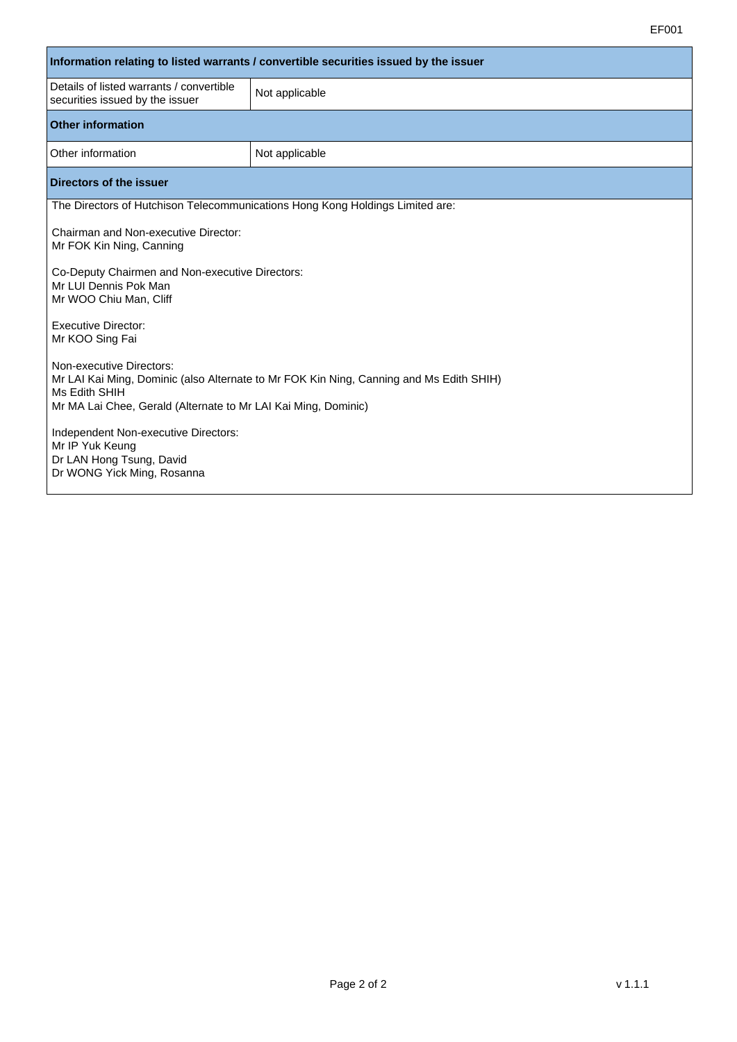| Information relating to listed warrants / convertible securities issued by the issuer | |
|---|---|
| Details of listed warrants / convertible securities issued by the issuer | Not applicable |

| Other information | |
|---|---|
| Other information | Not applicable |

**Directors of the issuer**

The Directors of Hutchison Telecommunications Hong Kong Holdings Limited are:

Chairman and Non-executive Director:
Mr FOK Kin Ning, Canning

Co-Deputy Chairmen and Non-executive Directors:
Mr LUI Dennis Pok Man
Mr WOO Chiu Man, Cliff

Executive Director:
Mr KOO Sing Fai

Non-executive Directors:
Mr LAI Kai Ming, Dominic (also Alternate to Mr FOK Kin Ning, Canning and Ms Edith SHIH)
Ms Edith SHIH
Mr MA Lai Chee, Gerald (Alternate to Mr LAI Kai Ming, Dominic)

Independent Non-executive Directors:
Mr IP Yuk Keung
Dr LAN Hong Tsung, David
Dr WONG Yick Ming, Rosanna